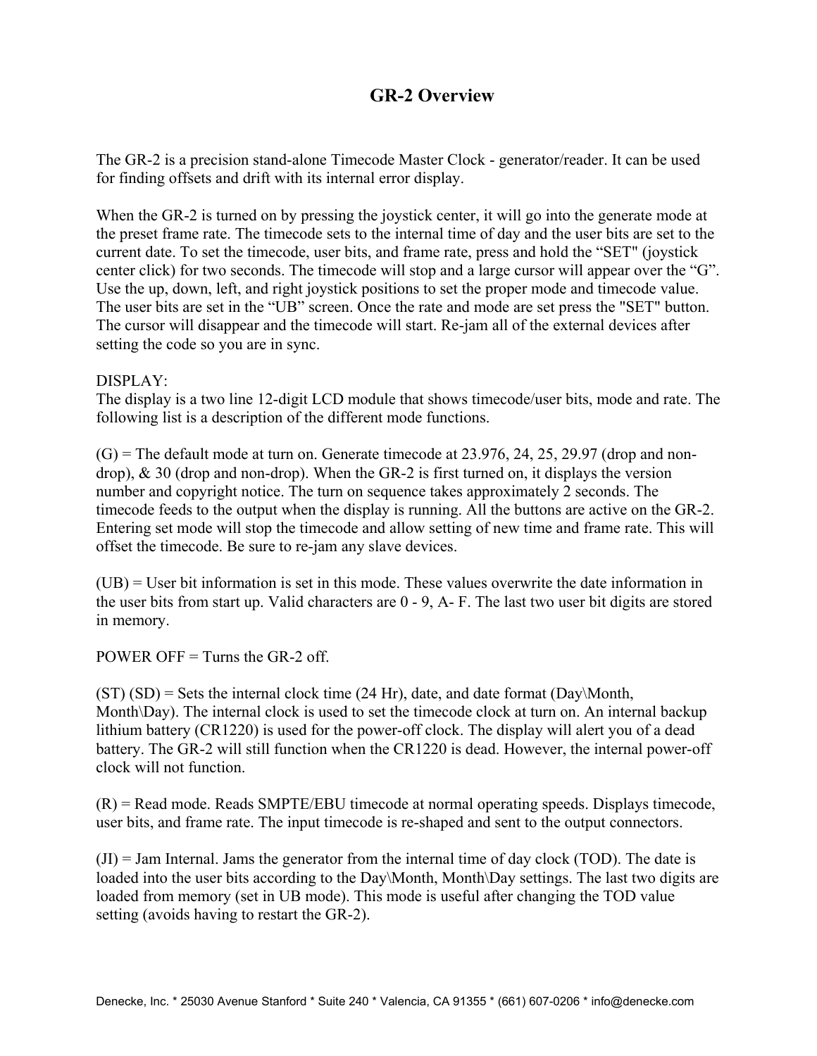# GR-2 Overview

The GR-2 is a precision stand-alone Timecode Master Clock - generator/reader. It can be used for finding offsets and drift with its internal error display.

When the GR-2 is turned on by pressing the joystick center, it will go into the generate mode at the preset frame rate. The timecode sets to the internal time of day and the user bits are set to the current date. To set the timecode, user bits, and frame rate, press and hold the "SET" (joystick center click) for two seconds. The timecode will stop and a large cursor will appear over the "G". Use the up, down, left, and right joystick positions to set the proper mode and timecode value. The user bits are set in the "UB" screen. Once the rate and mode are set press the "SET" button. The cursor will disappear and the timecode will start. Re-jam all of the external devices after setting the code so you are in sync.

DISPLAY:
The display is a two line 12-digit LCD module that shows timecode/user bits, mode and rate. The following list is a description of the different mode functions.

(G) = The default mode at turn on. Generate timecode at 23.976, 24, 25, 29.97 (drop and non-drop), & 30 (drop and non-drop). When the GR-2 is first turned on, it displays the version number and copyright notice. The turn on sequence takes approximately 2 seconds. The timecode feeds to the output when the display is running. All the buttons are active on the GR-2. Entering set mode will stop the timecode and allow setting of new time and frame rate. This will offset the timecode. Be sure to re-jam any slave devices.

(UB) = User bit information is set in this mode. These values overwrite the date information in the user bits from start up. Valid characters are 0 - 9, A- F. The last two user bit digits are stored in memory.

POWER OFF = Turns the GR-2 off.

(ST) (SD) = Sets the internal clock time (24 Hr), date, and date format (Day\Month, Month\Day). The internal clock is used to set the timecode clock at turn on. An internal backup lithium battery (CR1220) is used for the power-off clock. The display will alert you of a dead battery. The GR-2 will still function when the CR1220 is dead. However, the internal power-off clock will not function.

(R) = Read mode. Reads SMPTE/EBU timecode at normal operating speeds. Displays timecode, user bits, and frame rate. The input timecode is re-shaped and sent to the output connectors.

(JI) = Jam Internal. Jams the generator from the internal time of day clock (TOD). The date is loaded into the user bits according to the Day\Month, Month\Day settings. The last two digits are loaded from memory (set in UB mode). This mode is useful after changing the TOD value setting (avoids having to restart the GR-2).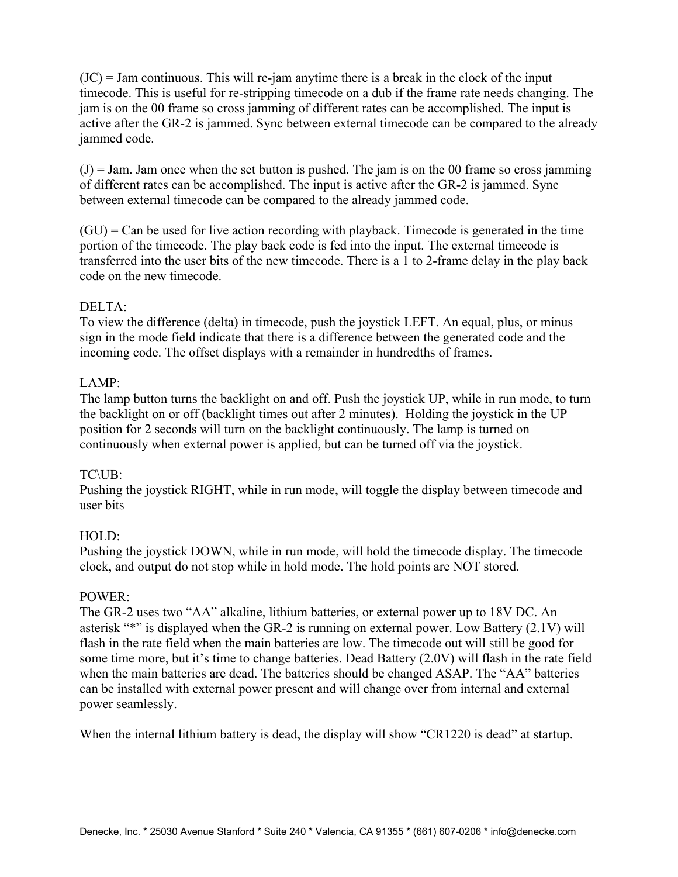(JC) = Jam continuous. This will re-jam anytime there is a break in the clock of the input timecode. This is useful for re-stripping timecode on a dub if the frame rate needs changing. The jam is on the 00 frame so cross jamming of different rates can be accomplished. The input is active after the GR-2 is jammed. Sync between external timecode can be compared to the already jammed code.

(J) = Jam. Jam once when the set button is pushed. The jam is on the 00 frame so cross jamming of different rates can be accomplished. The input is active after the GR-2 is jammed. Sync between external timecode can be compared to the already jammed code.

(GU) = Can be used for live action recording with playback. Timecode is generated in the time portion of the timecode. The play back code is fed into the input. The external timecode is transferred into the user bits of the new timecode. There is a 1 to 2-frame delay in the play back code on the new timecode.

DELTA:
To view the difference (delta) in timecode, push the joystick LEFT. An equal, plus, or minus sign in the mode field indicate that there is a difference between the generated code and the incoming code. The offset displays with a remainder in hundredths of frames.

LAMP:
The lamp button turns the backlight on and off. Push the joystick UP, while in run mode, to turn the backlight on or off (backlight times out after 2 minutes). Holding the joystick in the UP position for 2 seconds will turn on the backlight continuously. The lamp is turned on continuously when external power is applied, but can be turned off via the joystick.

TC\UB:
Pushing the joystick RIGHT, while in run mode, will toggle the display between timecode and user bits

HOLD:
Pushing the joystick DOWN, while in run mode, will hold the timecode display. The timecode clock, and output do not stop while in hold mode. The hold points are NOT stored.

POWER:
The GR-2 uses two "AA" alkaline, lithium batteries, or external power up to 18V DC. An asterisk "*" is displayed when the GR-2 is running on external power. Low Battery (2.1V) will flash in the rate field when the main batteries are low. The timecode out will still be good for some time more, but it's time to change batteries. Dead Battery (2.0V) will flash in the rate field when the main batteries are dead. The batteries should be changed ASAP. The "AA" batteries can be installed with external power present and will change over from internal and external power seamlessly.

When the internal lithium battery is dead, the display will show "CR1220 is dead" at startup.